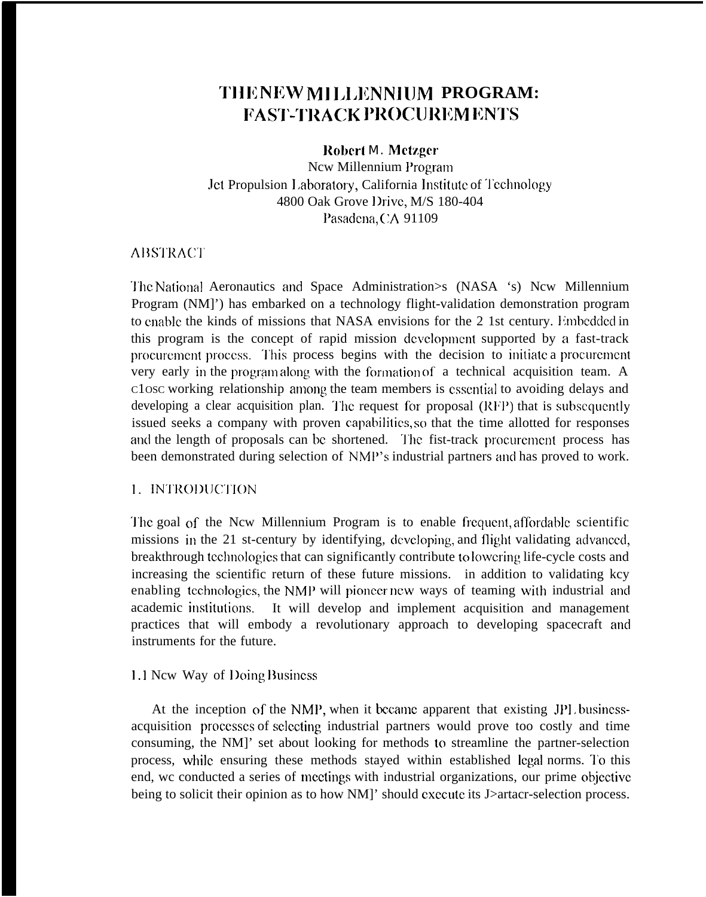# THE NEW MILLENNIUM PROGRAM: FAST-TRACK PROCUREMENTS

**Robert M. Metzger**
New Millennium Program
Jet Propulsion Laboratory, California Institute of Technology
4800 Oak Grove Drive, M/S 180-404
Pasadena, CA 91109

## ABSTRACT

The National Aeronautics and Space Administration's (NASA 's) New Millennium Program (NMP) has embarked on a technology flight-validation demonstration program to enable the kinds of missions that NASA envisions for the 2 1st century. Embedded in this program is the concept of rapid mission development supported by a fast-track procurement process. This process begins with the decision to initiate a procurement very early in the program along with the formation of a technical acquisition team. A close working relationship among the team members is essential to avoiding delays and developing a clear acquisition plan. The request for proposal (RFP) that is subsequently issued seeks a company with proven capabilities, so that the time allotted for responses and the length of proposals can be shortened. The fist-track procurement process has been demonstrated during selection of NMP's industrial partners and has proved to work.

## 1. INTRODUCTION

The goal of the New Millennium Program is to enable frequent, affordable scientific missions in the 21 st-century by identifying, developing, and flight validating advanced, breakthrough technologies that can significantly contribute to lowering life-cycle costs and increasing the scientific return of these future missions. in addition to validating key enabling technologies, the NMP will pioneer new ways of teaming with industrial and academic institutions. It will develop and implement acquisition and management practices that will embody a revolutionary approach to developing spacecraft and instruments for the future.

### 1.1 New Way of Doing Business

At the inception of the NMP, when it became apparent that existing JPL business-acquisition processes of selecting industrial partners would prove too costly and time consuming, the NMP set about looking for methods to streamline the partner-selection process, while ensuring these methods stayed within established legal norms. To this end, we conducted a series of meetings with industrial organizations, our prime objective being to solicit their opinion as to how NMP should execute its partner-selection process.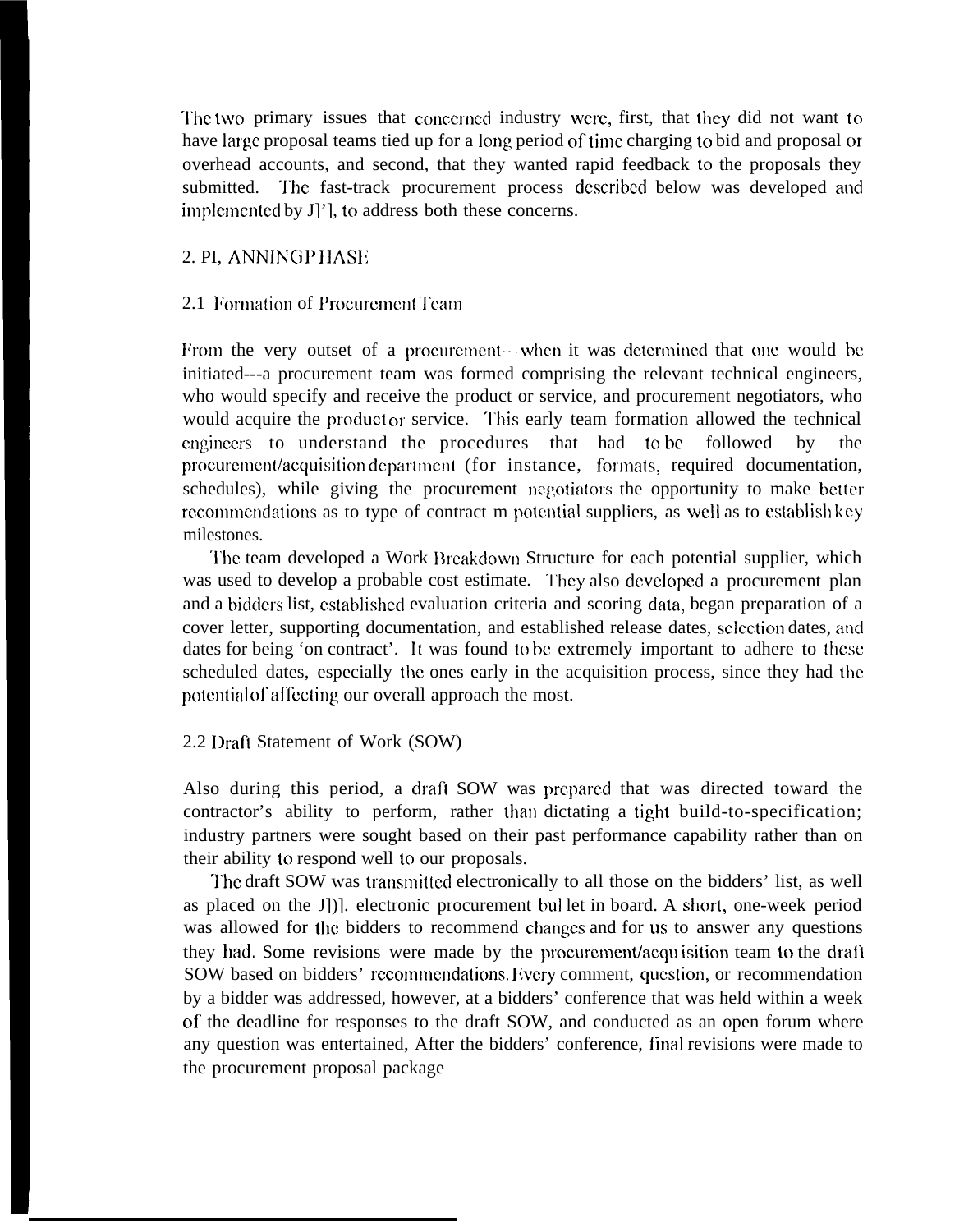The two primary issues that concerned industry were, first, that they did not want to have large proposal teams tied up for a long period of time charging to bid and proposal or overhead accounts, and second, that they wanted rapid feedback to the proposals they submitted. The fast-track procurement process described below was developed and implemented by JPL to address both these concerns.

## 2. PLANNING PHASE

### 2.1 Formation of Procurement Team

From the very outset of a procurement---when it was determined that one would be initiated---a procurement team was formed comprising the relevant technical engineers, who would specify and receive the product or service, and procurement negotiators, who would acquire the product or service. This early team formation allowed the technical engineers to understand the procedures that had to be followed by the procurement/acquisition department (for instance, formats, required documentation, schedules), while giving the procurement negotiators the opportunity to make better recommendations as to type of contract m potential suppliers, as well as to establish key milestones.

The team developed a Work Breakdown Structure for each potential supplier, which was used to develop a probable cost estimate. They also developed a procurement plan and a bidders list, established evaluation criteria and scoring data, began preparation of a cover letter, supporting documentation, and established release dates, selection dates, and dates for being 'on contract'. It was found to be extremely important to adhere to these scheduled dates, especially the ones early in the acquisition process, since they had the potential of affecting our overall approach the most.

### 2.2 Draft Statement of Work (SOW)

Also during this period, a draft SOW was prepared that was directed toward the contractor's ability to perform, rather than dictating a tight build-to-specification; industry partners were sought based on their past performance capability rather than on their ability to respond well to our proposals.

The draft SOW was transmitted electronically to all those on the bidders' list, as well as placed on the JPL electronic procurement bulletin board. A short, one-week period was allowed for the bidders to recommend changes and for us to answer any questions they had. Some revisions were made by the procurement/acquisition team to the draft SOW based on bidders' recommendations. Every comment, question, or recommendation by a bidder was addressed, however, at a bidders' conference that was held within a week of the deadline for responses to the draft SOW, and conducted as an open forum where any question was entertained, After the bidders' conference, final revisions were made to the procurement proposal package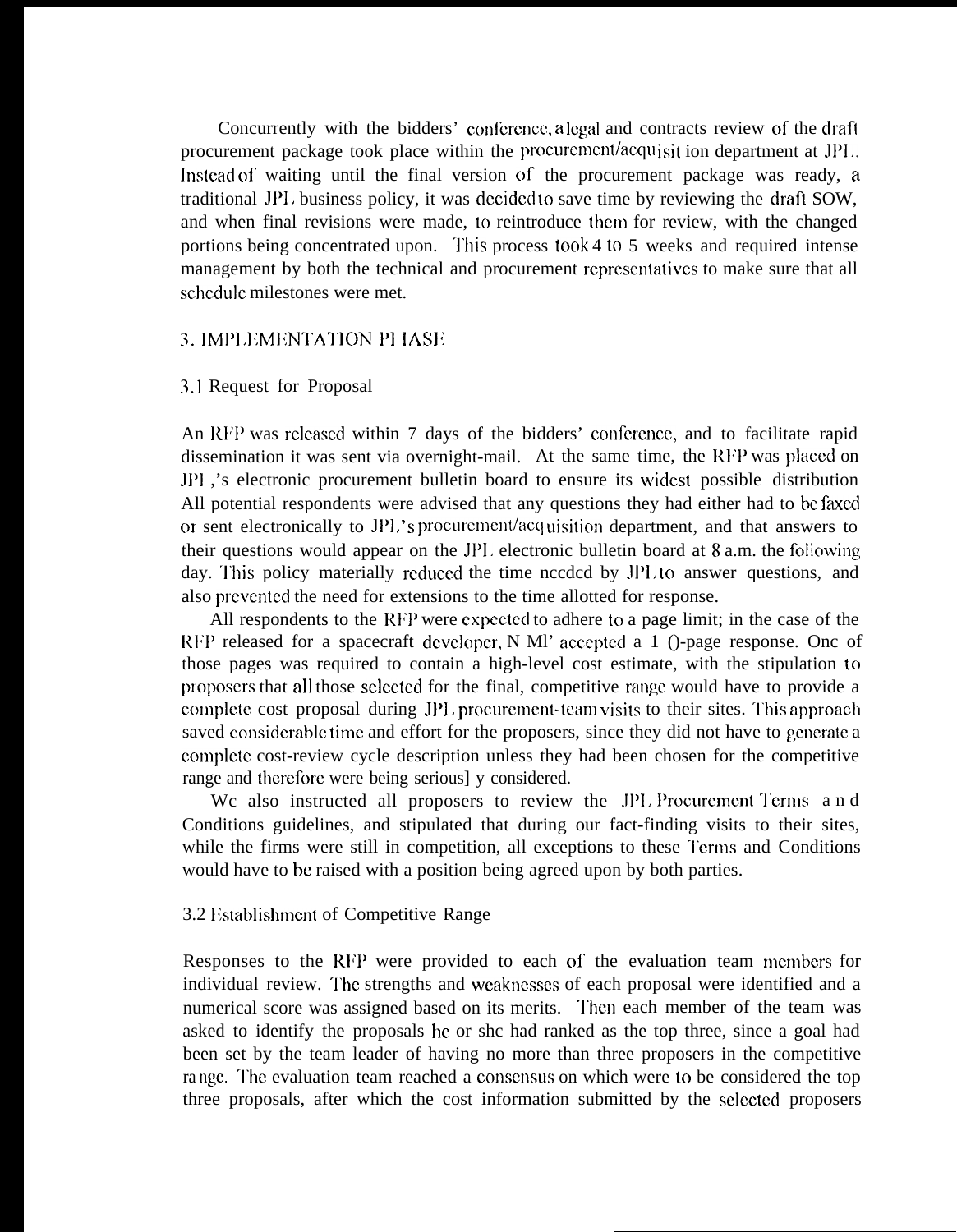Concurrently with the bidders' conference, a legal and contracts review of the draft procurement package took place within the procurement/acquisition department at JPL. Instead of waiting until the final version of the procurement package was ready, a traditional JPL business policy, it was decided to save time by reviewing the draft SOW, and when final revisions were made, to reintroduce them for review, with the changed portions being concentrated upon. This process took 4 to 5 weeks and required intense management by both the technical and procurement representatives to make sure that all schedule milestones were met.

## 3. IMPLEMENTATION PHASE

### 3.1 Request for Proposal

An RFP was released within 7 days of the bidders' conference, and to facilitate rapid dissemination it was sent via overnight-mail. At the same time, the RFP was placed on JPL's electronic procurement bulletin board to ensure its widest possible distribution All potential respondents were advised that any questions they had either had to be faxed or sent electronically to JPL's procurement/acquisition department, and that answers to their questions would appear on the JPL electronic bulletin board at 8 a.m. the following day. This policy materially reduced the time needed by JPL to answer questions, and also prevented the need for extensions to the time allotted for response.

All respondents to the RFP were expected to adhere to a page limit; in the case of the RFP released for a spacecraft developer, NMP accepted a 10-page response. One of those pages was required to contain a high-level cost estimate, with the stipulation to proposers that all those selected for the final, competitive range would have to provide a complete cost proposal during JPL procurement-team visits to their sites. This approach saved considerable time and effort for the proposers, since they did not have to generate a complete cost-review cycle description unless they had been chosen for the competitive range and therefore were being seriously considered.

We also instructed all proposers to review the JPL Procurement Terms and Conditions guidelines, and stipulated that during our fact-finding visits to their sites, while the firms were still in competition, all exceptions to these Terms and Conditions would have to be raised with a position being agreed upon by both parties.

### 3.2 Establishment of Competitive Range

Responses to the RFP were provided to each of the evaluation team members for individual review. The strengths and weaknesses of each proposal were identified and a numerical score was assigned based on its merits. Then each member of the team was asked to identify the proposals he or she had ranked as the top three, since a goal had been set by the team leader of having no more than three proposers in the competitive range. The evaluation team reached a consensus on which were to be considered the top three proposals, after which the cost information submitted by the selected proposers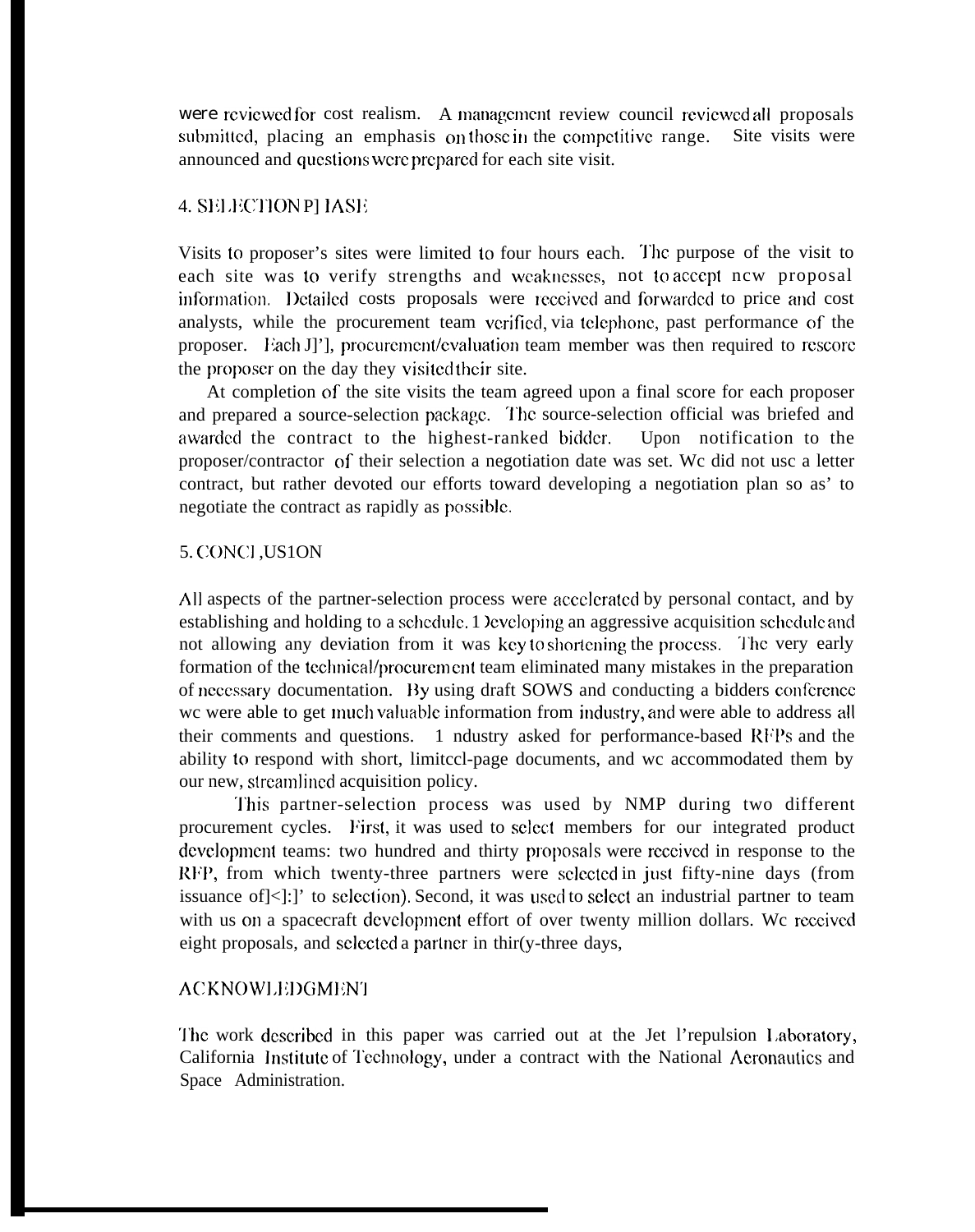were reviewed for cost realism. A management review council reviewed all proposals submitted, placing an emphasis on those in the competitive range. Site visits were announced and questions were prepared for each site visit.

## 4. SELECTION PHASE

Visits to proposer's sites were limited to four hours each. The purpose of the visit to each site was to verify strengths and weaknesses, not to accept new proposal information. Detailed costs proposals were received and forwarded to price and cost analysts, while the procurement team verified, via telephone, past performance of the proposer. Each JPL procurement/evaluation team member was then required to rescore the proposer on the day they visited their site.

At completion of the site visits the team agreed upon a final score for each proposer and prepared a source-selection package. The source-selection official was briefed and awarded the contract to the highest-ranked bidder. Upon notification to the proposer/contractor of their selection a negotiation date was set. We did not use a letter contract, but rather devoted our efforts toward developing a negotiation plan so as' to negotiate the contract as rapidly as possible.

## 5. CONCLUSION

All aspects of the partner-selection process were accelerated by personal contact, and by establishing and holding to a schedule. Developing an aggressive acquisition schedule and not allowing any deviation from it was key to shortening the process. The very early formation of the technical/procurement team eliminated many mistakes in the preparation of necessary documentation. By using draft SOWS and conducting a bidders conference we were able to get much valuable information from industry, and were able to address all their comments and questions. Industry asked for performance-based RFPs and the ability to respond with short, limited-page documents, and we accommodated them by our new, streamlined acquisition policy.

This partner-selection process was used by NMP during two different procurement cycles. First, it was used to select members for our integrated product development teams: two hundred and thirty proposals were received in response to the RFP, from which twenty-three partners were selected in just fifty-nine days (from issuance of RFP to selection). Second, it was used to select an industrial partner to team with us on a spacecraft development effort of over twenty million dollars. We received eight proposals, and selected a partner in thirty-three days,

## ACKNOWLEDGMENT

The work described in this paper was carried out at the Jet Propulsion Laboratory, California Institute of Technology, under a contract with the National Aeronautics and Space Administration.